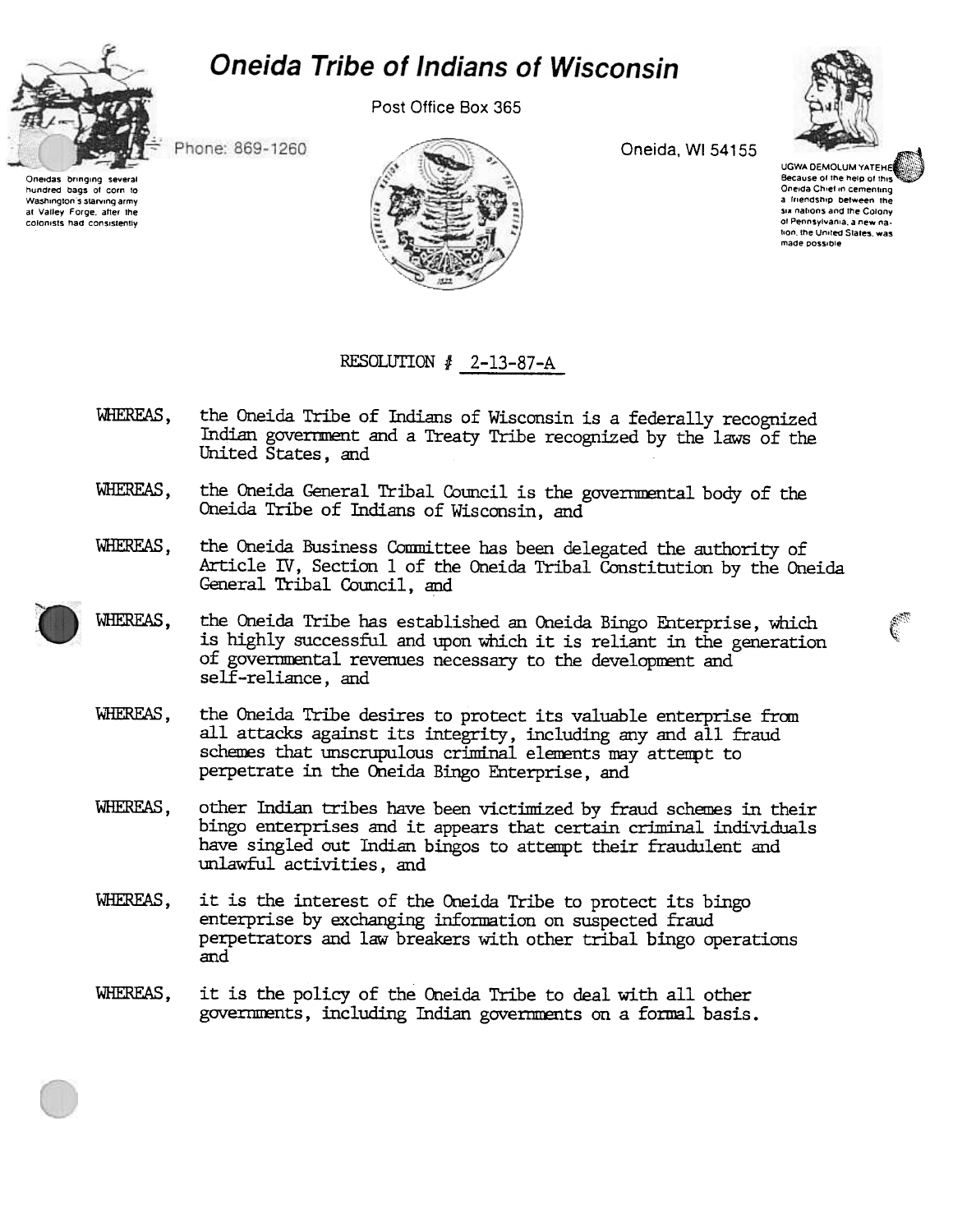// Oneida Tribe of Indians of Wisconsin

Post Office Box 365

Phone: 869-1260

Oneida, WI 54155

Oneidas bringing several hundred bags of corn to Washington's starving army at Valley Forge, after the colonists had consistently

UGWA DEMOLUM YATEHE
Because of the help of this Oneida Chief in cementing a friendship between the six nations and the Colony of Pennsylvania, a new nation, the United States, was made possible

RESOLUTION # 2-13-87-A

WHEREAS, the Oneida Tribe of Indians of Wisconsin is a federally recognized Indian government and a Treaty Tribe recognized by the laws of the United States, and

WHEREAS, the Oneida General Tribal Council is the governmental body of the Oneida Tribe of Indians of Wisconsin, and

WHEREAS, the Oneida Business Committee has been delegated the authority of Article IV, Section 1 of the Oneida Tribal Constitution by the Oneida General Tribal Council, and

WHEREAS, the Oneida Tribe has established an Oneida Bingo Enterprise, which is highly successful and upon which it is reliant in the generation of governmental revenues necessary to the development and self-reliance, and

WHEREAS, the Oneida Tribe desires to protect its valuable enterprise from all attacks against its integrity, including any and all fraud schemes that unscrupulous criminal elements may attempt to perpetrate in the Oneida Bingo Enterprise, and

WHEREAS, other Indian tribes have been victimized by fraud schemes in their bingo enterprises and it appears that certain criminal individuals have singled out Indian bingos to attempt their fraudulent and unlawful activities, and

WHEREAS, it is the interest of the Oneida Tribe to protect its bingo enterprise by exchanging information on suspected fraud perpetrators and law breakers with other tribal bingo operations and

WHEREAS, it is the policy of the Oneida Tribe to deal with all other governments, including Indian governments on a formal basis.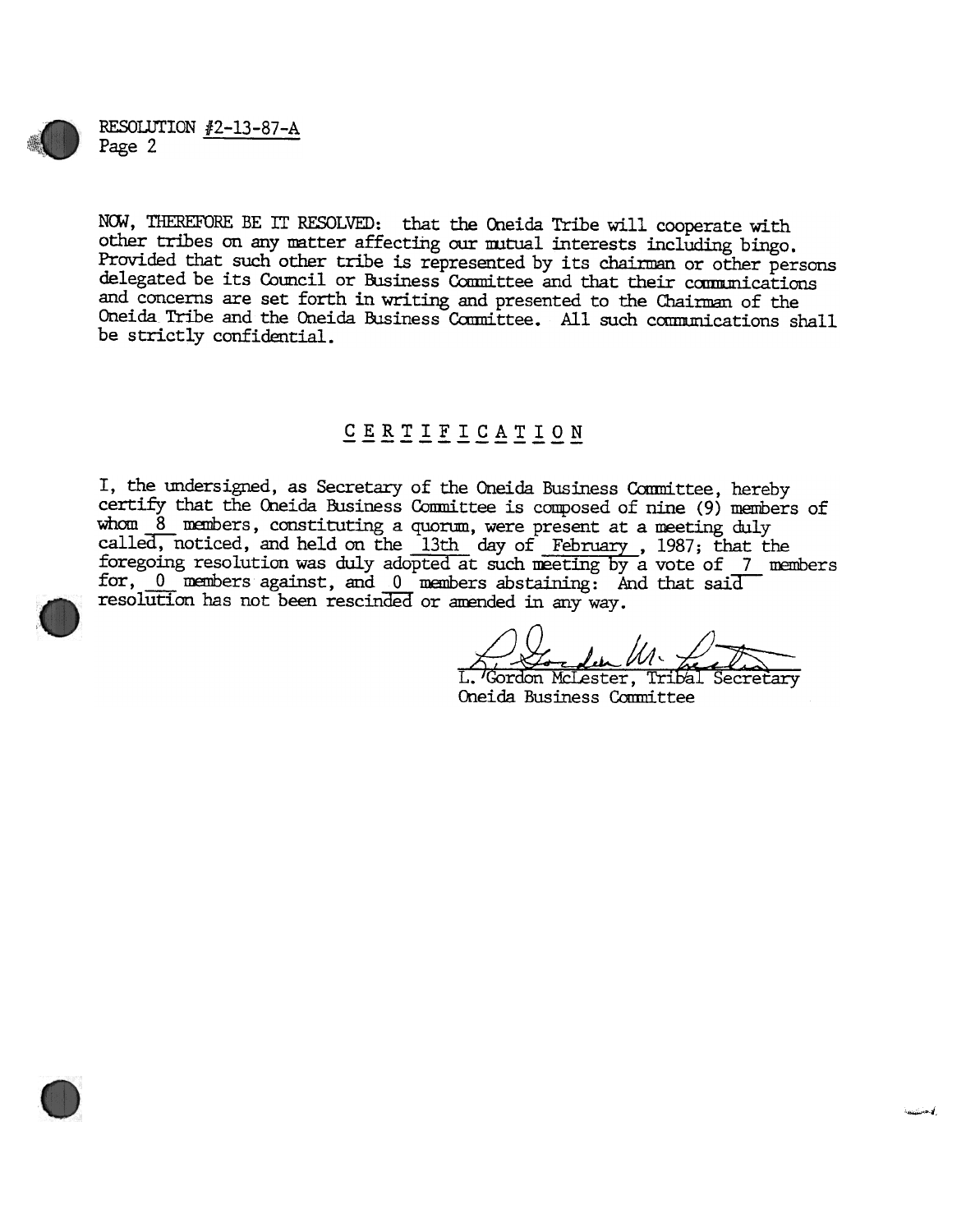RESOLUTION #2-13-87-A
Page 2

NOW, THEREFORE BE IT RESOLVED: that the Oneida Tribe will cooperate with other tribes on any matter affecting our mutual interests including bingo. Provided that such other tribe is represented by its chairman or other persons delegated be its Council or Business Committee and that their communications and concerns are set forth in writing and presented to the Chairman of the Oneida Tribe and the Oneida Business Committee. All such communications shall be strictly confidential.

## CERTIFICATION

I, the undersigned, as Secretary of the Oneida Business Committee, hereby certify that the Oneida Business Committee is composed of nine (9) members of whom 8 members, constituting a quorum, were present at a meeting duly called, noticed, and held on the 13th day of February, 1987; that the foregoing resolution was duly adopted at such meeting by a vote of 7 members for, 0 members against, and 0 members abstaining: And that said resolution has not been rescinded or amended in any way.

L. Gordon McLester, Tribal Secretary
Oneida Business Committee